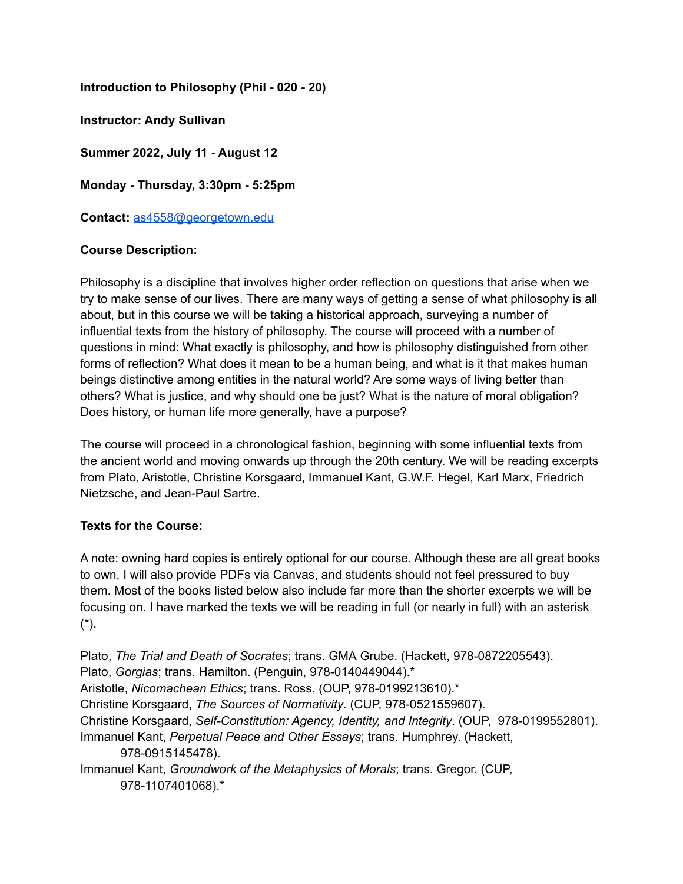**Introduction to Philosophy (Phil - 020 - 20)**

**Instructor: Andy Sullivan**

**Summer 2022, July 11 - August 12**

**Monday - Thursday, 3:30pm - 5:25pm**

**Contact:** [as4558@georgetown.edu](mailto:as4558@georgetown.edu)

**Course Description:**

Philosophy is a discipline that involves higher order reflection on questions that arise when we try to make sense of our lives. There are many ways of getting a sense of what philosophy is all about, but in this course we will be taking a historical approach, surveying a number of influential texts from the history of philosophy. The course will proceed with a number of questions in mind: What exactly is philosophy, and how is philosophy distinguished from other forms of reflection? What does it mean to be a human being, and what is it that makes human beings distinctive among entities in the natural world? Are some ways of living better than others? What is justice, and why should one be just? What is the nature of moral obligation? Does history, or human life more generally, have a purpose?

The course will proceed in a chronological fashion, beginning with some influential texts from the ancient world and moving onwards up through the 20th century. We will be reading excerpts from Plato, Aristotle, Christine Korsgaard, Immanuel Kant, G.W.F. Hegel, Karl Marx, Friedrich Nietzsche, and Jean-Paul Sartre.

**Texts for the Course:**

A note: owning hard copies is entirely optional for our course. Although these are all great books to own, I will also provide PDFs via Canvas, and students should not feel pressured to buy them. Most of the books listed below also include far more than the shorter excerpts we will be focusing on. I have marked the texts we will be reading in full (or nearly in full) with an asterisk (*).

Plato, *The Trial and Death of Socrates*; trans. GMA Grube. (Hackett, 978-0872205543).
Plato, *Gorgias*; trans. Hamilton. (Penguin, 978-0140449044).*
Aristotle, *Nicomachean Ethics*; trans. Ross. (OUP, 978-0199213610).*
Christine Korsgaard, *The Sources of Normativity*. (CUP, 978-0521559607).
Christine Korsgaard, *Self-Constitution: Agency, Identity, and Integrity*. (OUP, 978-0199552801).
Immanuel Kant, *Perpetual Peace and Other Essays*; trans. Humphrey. (Hackett, 978-0915145478).
Immanuel Kant, *Groundwork of the Metaphysics of Morals*; trans. Gregor. (CUP, 978-1107401068).*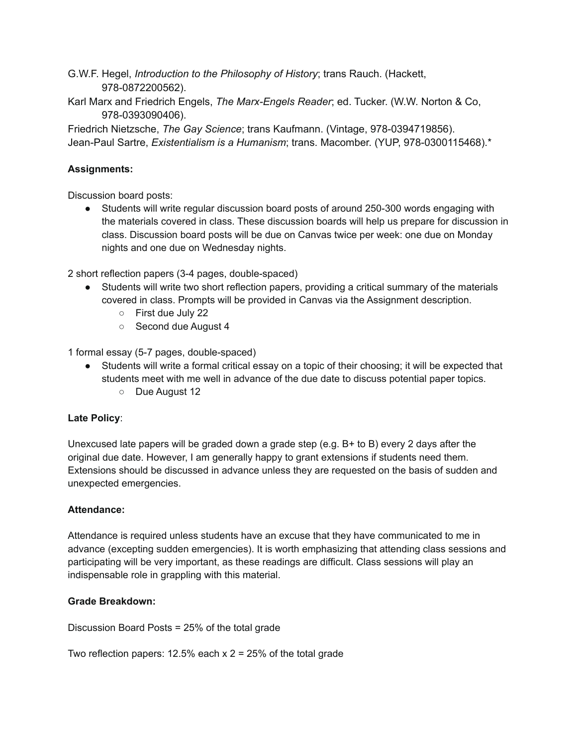G.W.F. Hegel, *Introduction to the Philosophy of History*; trans Rauch. (Hackett, 978-0872200562).

Karl Marx and Friedrich Engels, *The Marx-Engels Reader*; ed. Tucker. (W.W. Norton & Co, 978-0393090406).

Friedrich Nietzsche, *The Gay Science*; trans Kaufmann. (Vintage, 978-0394719856).

Jean-Paul Sartre, *Existentialism is a Humanism*; trans. Macomber. (YUP, 978-0300115468).*

**Assignments:**

Discussion board posts:

- Students will write regular discussion board posts of around 250-300 words engaging with the materials covered in class. These discussion boards will help us prepare for discussion in class. Discussion board posts will be due on Canvas twice per week: one due on Monday nights and one due on Wednesday nights.

2 short reflection papers (3-4 pages, double-spaced)

- Students will write two short reflection papers, providing a critical summary of the materials covered in class. Prompts will be provided in Canvas via the Assignment description.
    - First due July 22
    - Second due August 4

1 formal essay (5-7 pages, double-spaced)

- Students will write a formal critical essay on a topic of their choosing; it will be expected that students meet with me well in advance of the due date to discuss potential paper topics.
    - Due August 12

**Late Policy**:

Unexcused late papers will be graded down a grade step (e.g. B+ to B) every 2 days after the original due date. However, I am generally happy to grant extensions if students need them. Extensions should be discussed in advance unless they are requested on the basis of sudden and unexpected emergencies.

**Attendance:**

Attendance is required unless students have an excuse that they have communicated to me in advance (excepting sudden emergencies). It is worth emphasizing that attending class sessions and participating will be very important, as these readings are difficult. Class sessions will play an indispensable role in grappling with this material.

**Grade Breakdown:**

Discussion Board Posts = 25% of the total grade

Two reflection papers: 12.5% each x 2 = 25% of the total grade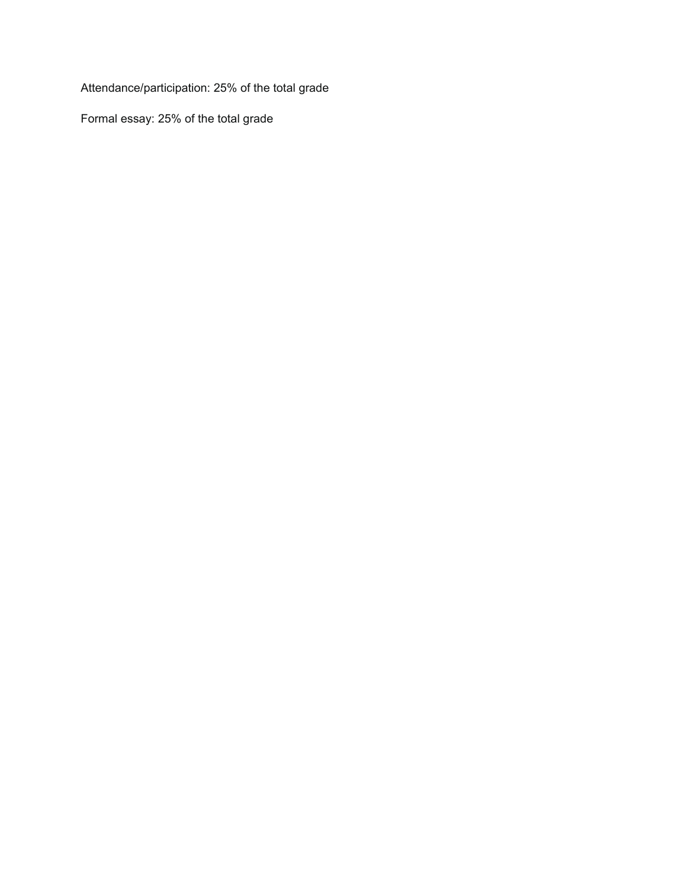Attendance/participation: 25% of the total grade

Formal essay: 25% of the total grade